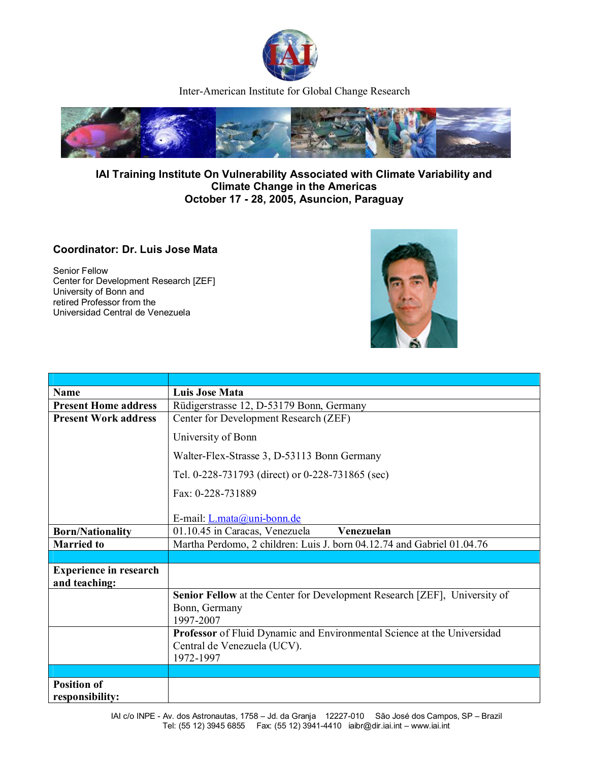Inter-American Institute for Global Change Research

**IAI Training Institute On Vulnerability Associated with Climate Variability and Climate Change in the Americas**
**October 17 - 28, 2005, Asuncion, Paraguay**

### Coordinator: Dr. Luis Jose Mata

Senior Fellow
Center for Development Research [ZEF]
University of Bonn and
retired Professor from the
Universidad Central de Venezuela

| | |
|---|---|
| **Name** | **Luis Jose Mata** |
| **Present Home address** | Rüdigerstrasse 12, D-53179 Bonn, Germany |
| **Present Work address** | Center for Development Research (ZEF)<br><br>University of Bonn<br><br>Walter-Flex-Strasse 3, D-53113 Bonn Germany<br><br>Tel. 0-228-731793 (direct) or 0-228-731865 (sec)<br><br>Fax: 0-228-731889<br><br>E-mail: L.mata@uni-bonn.de |
| **Born/Nationality** | 01.10.45 in Caracas, Venezuela **Venezuelan** |
| **Married to** | Martha Perdomo, 2 children: Luis J. born 04.12.74 and Gabriel 01.04.76 |
| | |
| **Experience in research and teaching:** | |
| | **Senior Fellow** at the Center for Development Research [ZEF], University of Bonn, Germany<br>1997-2007 |
| | **Professor** of Fluid Dynamic and Environmental Science at the Universidad Central de Venezuela (UCV).<br>1972-1997 |
| | |
| **Position of responsibility:** | |

IAI c/o INPE - Av. dos Astronautas, 1758 – Jd. da Granja 12227-010 São José dos Campos, SP – Brazil
Tel: (55 12) 3945 6855 Fax: (55 12) 3941-4410 iaibr@dir.iai.int – www.iai.int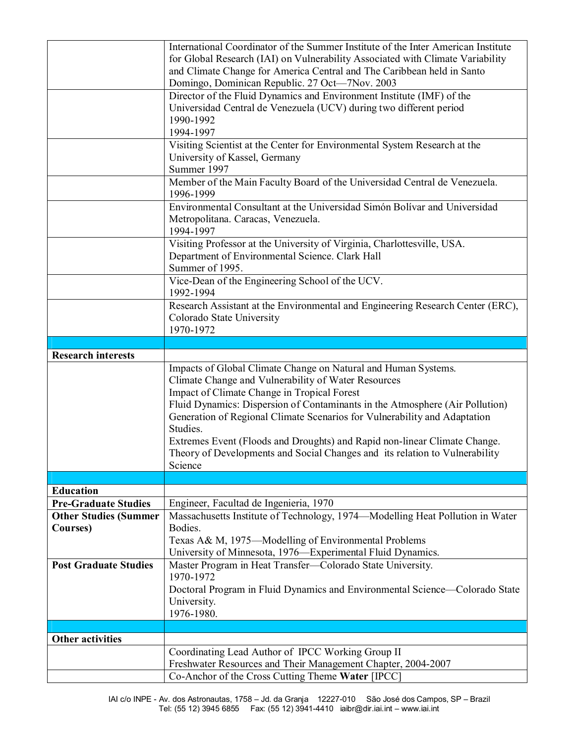| | |
|---|---|
| | International Coordinator of the Summer Institute of the Inter American Institute for Global Research (IAI) on Vulnerability Associated with Climate Variability and Climate Change for America Central and The Caribbean held in Santo Domingo, Dominican Republic. 27 Oct—7Nov. 2003 |
| | Director of the Fluid Dynamics and Environment Institute (IMF) of the Universidad Central de Venezuela (UCV) during two different period<br>1990-1992<br>1994-1997 |
| | Visiting Scientist at the Center for Environmental System Research at the University of Kassel, Germany<br>Summer 1997 |
| | Member of the Main Faculty Board of the Universidad Central de Venezuela.<br>1996-1999 |
| | Environmental Consultant at the Universidad Simón Bolívar and Universidad Metropolitana. Caracas, Venezuela.<br>1994-1997 |
| | Visiting Professor at the University of Virginia, Charlottesville, USA. Department of Environmental Science. Clark Hall<br>Summer of 1995. |
| | Vice-Dean of the Engineering School of the UCV.<br>1992-1994 |
| | Research Assistant at the Environmental and Engineering Research Center (ERC), Colorado State University<br>1970-1972 |
| | |
| **Research interests** | |
| | Impacts of Global Climate Change on Natural and Human Systems.<br>Climate Change and Vulnerability of Water Resources<br>Impact of Climate Change in Tropical Forest<br>Fluid Dynamics: Dispersion of Contaminants in the Atmosphere (Air Pollution)<br>Generation of Regional Climate Scenarios for Vulnerability and Adaptation Studies.<br>Extremes Event (Floods and Droughts) and Rapid non-linear Climate Change.<br>Theory of Developments and Social Changes and its relation to Vulnerability Science |
| | |
| **Education** | |
| **Pre-Graduate Studies** | Engineer, Facultad de Ingenieria, 1970 |
| **Other Studies (Summer Courses)** | Massachusetts Institute of Technology, 1974—Modelling Heat Pollution in Water Bodies.<br>Texas A& M, 1975—Modelling of Environmental Problems<br>University of Minnesota, 1976—Experimental Fluid Dynamics. |
| **Post Graduate Studies** | Master Program in Heat Transfer—Colorado State University.<br>1970-1972<br>Doctoral Program in Fluid Dynamics and Environmental Science—Colorado State University.<br>1976-1980. |
| | |
| **Other activities** | |
| | Coordinating Lead Author of IPCC Working Group II<br>Freshwater Resources and Their Management Chapter, 2004-2007 |
| | Co-Anchor of the Cross Cutting Theme **Water** [IPCC] |

IAI c/o INPE - Av. dos Astronautas, 1758 – Jd. da Granja 12227-010 São José dos Campos, SP – Brazil
Tel: (55 12) 3945 6855 Fax: (55 12) 3941-4410 iaibr@dir.iai.int – www.iai.int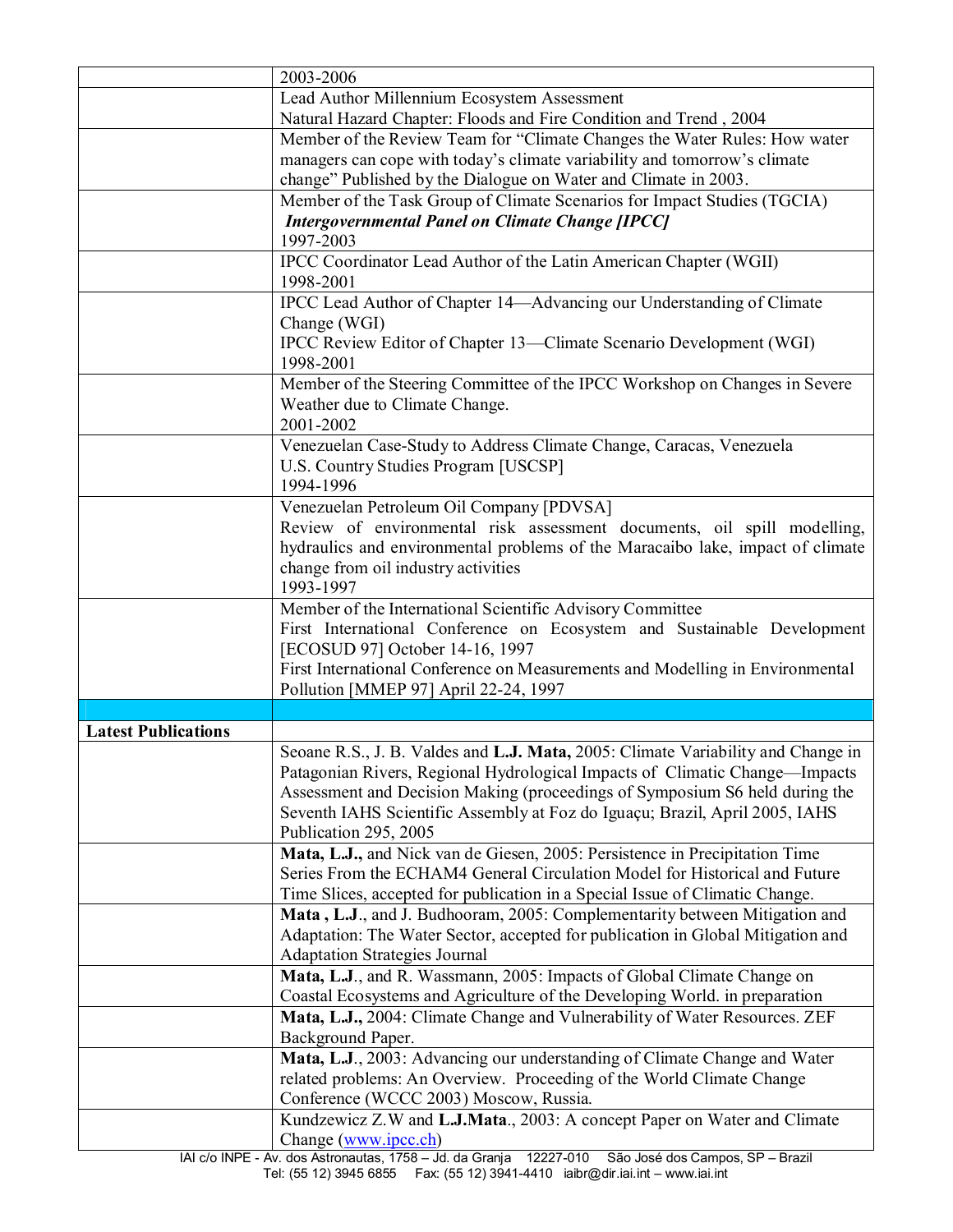| | |
|---|---|
| | 2003-2006 |
| | Lead Author Millennium Ecosystem Assessment<br>Natural Hazard Chapter: Floods and Fire Condition and Trend , 2004 |
| | Member of the Review Team for "Climate Changes the Water Rules: How water managers can cope with today's climate variability and tomorrow's climate change" Published by the Dialogue on Water and Climate in 2003. |
| | Member of the Task Group of Climate Scenarios for Impact Studies (TGCIA)<br>***Intergovernmental Panel on Climate Change [IPCC]***<br>1997-2003 |
| | IPCC Coordinator Lead Author of the Latin American Chapter (WGII)<br>1998-2001 |
| | IPCC Lead Author of Chapter 14—Advancing our Understanding of Climate Change (WGI)<br>IPCC Review Editor of Chapter 13—Climate Scenario Development (WGI)<br>1998-2001 |
| | Member of the Steering Committee of the IPCC Workshop on Changes in Severe Weather due to Climate Change.<br>2001-2002 |
| | Venezuelan Case-Study to Address Climate Change, Caracas, Venezuela<br>U.S. Country Studies Program [USCSP]<br>1994-1996 |
| | Venezuelan Petroleum Oil Company [PDVSA]<br>Review of environmental risk assessment documents, oil spill modelling, hydraulics and environmental problems of the Maracaibo lake, impact of climate change from oil industry activities<br>1993-1997 |
| | Member of the International Scientific Advisory Committee<br>First International Conference on Ecosystem and Sustainable Development [ECOSUD 97] October 14-16, 1997<br>First International Conference on Measurements and Modelling in Environmental Pollution [MMEP 97] April 22-24, 1997 |
| | |
| **Latest Publications** | |
| | Seoane R.S., J. B. Valdes and **L.J. Mata,** 2005: Climate Variability and Change in Patagonian Rivers, Regional Hydrological Impacts of Climatic Change—Impacts Assessment and Decision Making (proceedings of Symposium S6 held during the Seventh IAHS Scientific Assembly at Foz do Iguaçu; Brazil, April 2005, IAHS Publication 295, 2005 |
| | **Mata, L.J.,** and Nick van de Giesen, 2005: Persistence in Precipitation Time Series From the ECHAM4 General Circulation Model for Historical and Future Time Slices, accepted for publication in a Special Issue of Climatic Change. |
| | **Mata , L.J**., and J. Budhooram, 2005: Complementarity between Mitigation and Adaptation: The Water Sector, accepted for publication in Global Mitigation and Adaptation Strategies Journal |
| | **Mata, L.J**., and R. Wassmann, 2005: Impacts of Global Climate Change on Coastal Ecosystems and Agriculture of the Developing World. in preparation |
| | **Mata, L.J.,** 2004: Climate Change and Vulnerability of Water Resources. ZEF Background Paper. |
| | **Mata, L.J**., 2003: Advancing our understanding of Climate Change and Water related problems: An Overview. Proceeding of the World Climate Change Conference (WCCC 2003) Moscow, Russia. |
| | Kundzewicz Z.W and **L.J.Mata**., 2003: A concept Paper on Water and Climate Change (www.ipcc.ch) |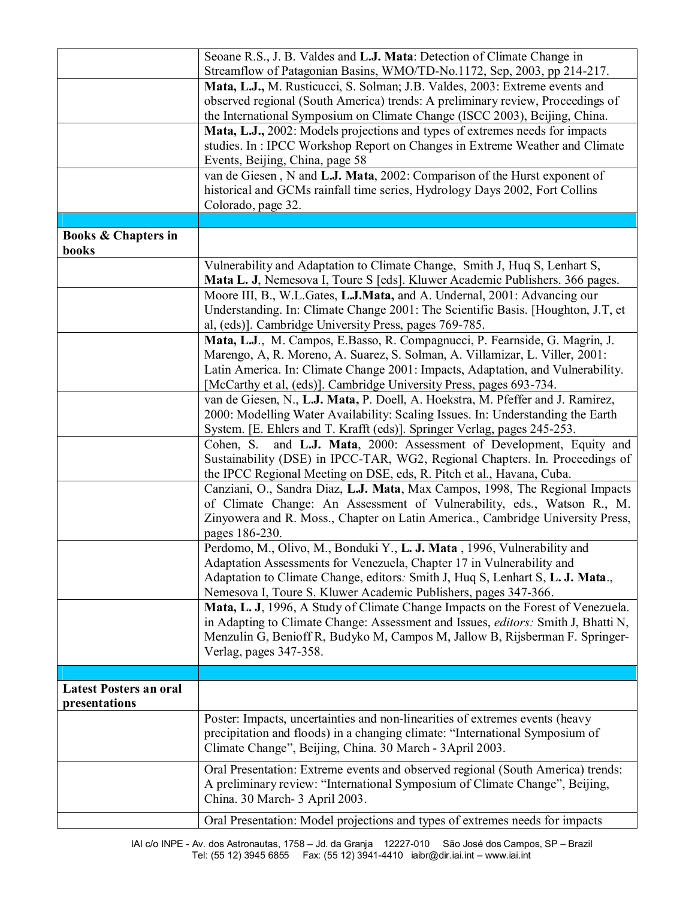| | |
|---|---|
| | Seoane R.S., J. B. Valdes and **L.J. Mata**: Detection of Climate Change in Streamflow of Patagonian Basins, WMO/TD-No.1172, Sep, 2003, pp 214-217. |
| | **Mata, L.J.,** M. Rusticucci, S. Solman; J.B. Valdes, 2003: Extreme events and observed regional (South America) trends: A preliminary review, Proceedings of the International Symposium on Climate Change (ISCC 2003), Beijing, China. |
| | **Mata, L.J.,** 2002: Models projections and types of extremes needs for impacts studies. In : IPCC Workshop Report on Changes in Extreme Weather and Climate Events, Beijing, China, page 58 |
| | van de Giesen , N and **L.J. Mata**, 2002: Comparison of the Hurst exponent of historical and GCMs rainfall time series, Hydrology Days 2002, Fort Collins Colorado, page 32. |
| | |
| **Books & Chapters in books** | |
| | Vulnerability and Adaptation to Climate Change, Smith J, Huq S, Lenhart S, **Mata L. J**, Nemesova I, Toure S [eds]. Kluwer Academic Publishers. 366 pages. |
| | Moore III, B., W.L.Gates, **L.J.Mata,** and A. Undernal, 2001: Advancing our Understanding. In: Climate Change 2001: The Scientific Basis. [Houghton, J.T, et al, (eds)]. Cambridge University Press, pages 769-785. |
| | **Mata, L.J**., M. Campos, E.Basso, R. Compagnucci, P. Fearnside, G. Magrin, J. Marengo, A, R. Moreno, A. Suarez, S. Solman, A. Villamizar, L. Viller, 2001: Latin America. In: Climate Change 2001: Impacts, Adaptation, and Vulnerability. [McCarthy et al, (eds)]. Cambridge University Press, pages 693-734. |
| | van de Giesen, N., **L.J. Mata,** P. Doell, A. Hoekstra, M. Pfeffer and J. Ramirez, 2000: Modelling Water Availability: Scaling Issues. In: Understanding the Earth System. [E. Ehlers and T. Krafft (eds)]. Springer Verlag, pages 245-253. |
| | Cohen, S. and **L.J. Mata**, 2000: Assessment of Development, Equity and Sustainability (DSE) in IPCC-TAR, WG2, Regional Chapters. In. Proceedings of the IPCC Regional Meeting on DSE, eds, R. Pitch et al., Havana, Cuba. |
| | Canziani, O., Sandra Diaz, **L.J. Mata**, Max Campos, 1998, The Regional Impacts of Climate Change: An Assessment of Vulnerability, eds., Watson R., M. Zinyowera and R. Moss., Chapter on Latin America., Cambridge University Press, pages 186-230. |
| | Perdomo, M., Olivo, M., Bonduki Y., **L. J. Mata** , 1996, Vulnerability and Adaptation Assessments for Venezuela, Chapter 17 in Vulnerability and Adaptation to Climate Change, editors*:* Smith J, Huq S, Lenhart S, **L. J. Mata**., Nemesova I, Toure S. Kluwer Academic Publishers, pages 347-366. |
| | **Mata, L. J**, 1996, A Study of Climate Change Impacts on the Forest of Venezuela. in Adapting to Climate Change: Assessment and Issues, *editors:* Smith J, Bhatti N, Menzulin G, Benioff R, Budyko M, Campos M, Jallow B, Rijsberman F. Springer-Verlag, pages 347-358. |
| | |
| **Latest Posters an oral presentations** | |
| | Poster: Impacts, uncertainties and non-linearities of extremes events (heavy precipitation and floods) in a changing climate: "International Symposium of Climate Change", Beijing, China. 30 March - 3April 2003. |
| | Oral Presentation: Extreme events and observed regional (South America) trends: A preliminary review: "International Symposium of Climate Change", Beijing, China. 30 March- 3 April 2003. |
| | Oral Presentation: Model projections and types of extremes needs for impacts |

IAI c/o INPE - Av. dos Astronautas, 1758 – Jd. da Granja 12227-010 São José dos Campos, SP – Brazil
Tel: (55 12) 3945 6855 Fax: (55 12) 3941-4410 iaibr@dir.iai.int – www.iai.int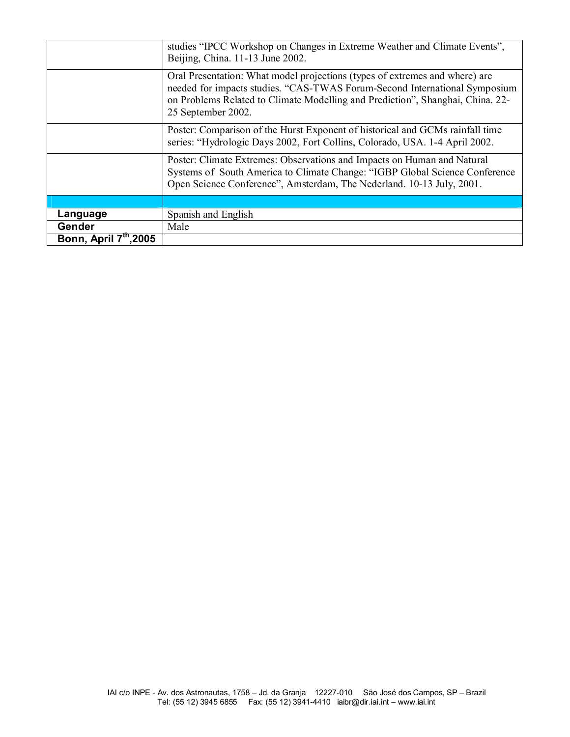| | |
|---|---|
| | studies “IPCC Workshop on Changes in Extreme Weather and Climate Events”, Beijing, China. 11-13 June 2002. |
| | Oral Presentation: What model projections (types of extremes and where) are needed for impacts studies. “CAS-TWAS Forum-Second International Symposium on Problems Related to Climate Modelling and Prediction”, Shanghai, China. 22-25 September 2002. |
| | Poster: Comparison of the Hurst Exponent of historical and GCMs rainfall time series: “Hydrologic Days 2002, Fort Collins, Colorado, USA. 1-4 April 2002. |
| | Poster: Climate Extremes: Observations and Impacts on Human and Natural Systems of South America to Climate Change: “IGBP Global Science Conference Open Science Conference”, Amsterdam, The Nederland. 10-13 July, 2001. |
| | |
| **Language** | Spanish and English |
| **Gender** | Male |
| **Bonn, April 7th,2005** | |

IAI c/o INPE - Av. dos Astronautas, 1758 – Jd. da Granja 12227-010 São José dos Campos, SP – Brazil
Tel: (55 12) 3945 6855 Fax: (55 12) 3941-4410 iaibr@dir.iai.int – www.iai.int